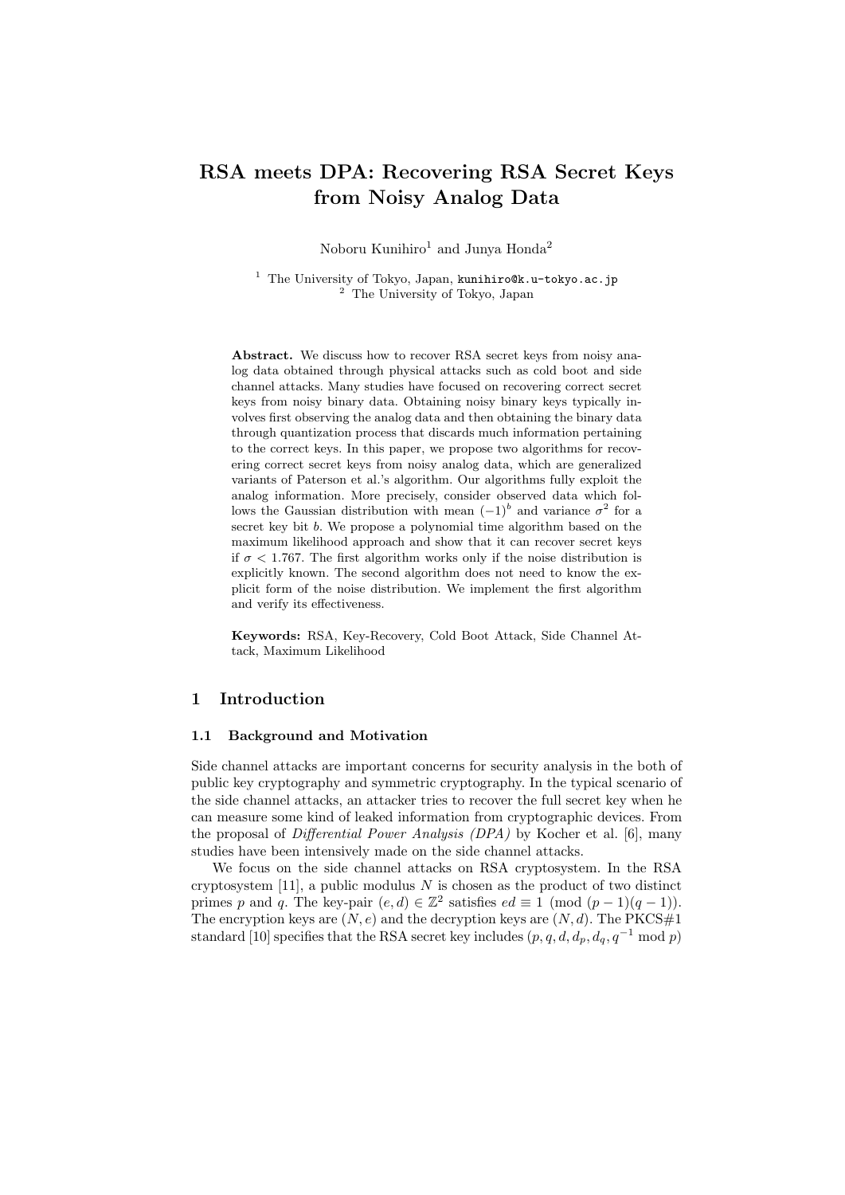# RSA meets DPA: Recovering RSA Secret Keys from Noisy Analog Data

Noboru Kunihiro[1] and Junya Honda[2]

[1] The University of Tokyo, Japan, kunihiro@k.u-tokyo.ac.jp
[2] The University of Tokyo, Japan

**Abstract.** We discuss how to recover RSA secret keys from noisy analog data obtained through physical attacks such as cold boot and side channel attacks. Many studies have focused on recovering correct secret keys from noisy binary data. Obtaining noisy binary keys typically involves first observing the analog data and then obtaining the binary data through quantization process that discards much information pertaining to the correct keys. In this paper, we propose two algorithms for recovering correct secret keys from noisy analog data, which are generalized variants of Paterson et al.'s algorithm. Our algorithms fully exploit the analog information. More precisely, consider observed data which follows the Gaussian distribution with mean $(-1)^b$ and variance $\sigma^2$ for a secret key bit $b$. We propose a polynomial time algorithm based on the maximum likelihood approach and show that it can recover secret keys if $\sigma < 1.767$. The first algorithm works only if the noise distribution is explicitly known. The second algorithm does not need to know the explicit form of the noise distribution. We implement the first algorithm and verify its effectiveness.

**Keywords:** RSA, Key-Recovery, Cold Boot Attack, Side Channel Attack, Maximum Likelihood

## 1 Introduction

### 1.1 Background and Motivation

Side channel attacks are important concerns for security analysis in the both of public key cryptography and symmetric cryptography. In the typical scenario of the side channel attacks, an attacker tries to recover the full secret key when he can measure some kind of leaked information from cryptographic devices. From the proposal of *Differential Power Analysis (DPA)* by Kocher et al. [6], many studies have been intensively made on the side channel attacks.

We focus on the side channel attacks on RSA cryptosystem. In the RSA cryptosystem [11], a public modulus $N$ is chosen as the product of two distinct primes $p$ and $q$. The key-pair $(e, d) \in \mathbb{Z}^2$ satisfies $ed \equiv 1 \pmod{(p-1)(q-1)}$. The encryption keys are $(N, e)$ and the decryption keys are $(N, d)$. The PKCS#1 standard [10] specifies that the RSA secret key includes $(p, q, d, d_p, d_q, q^{-1} \bmod p)$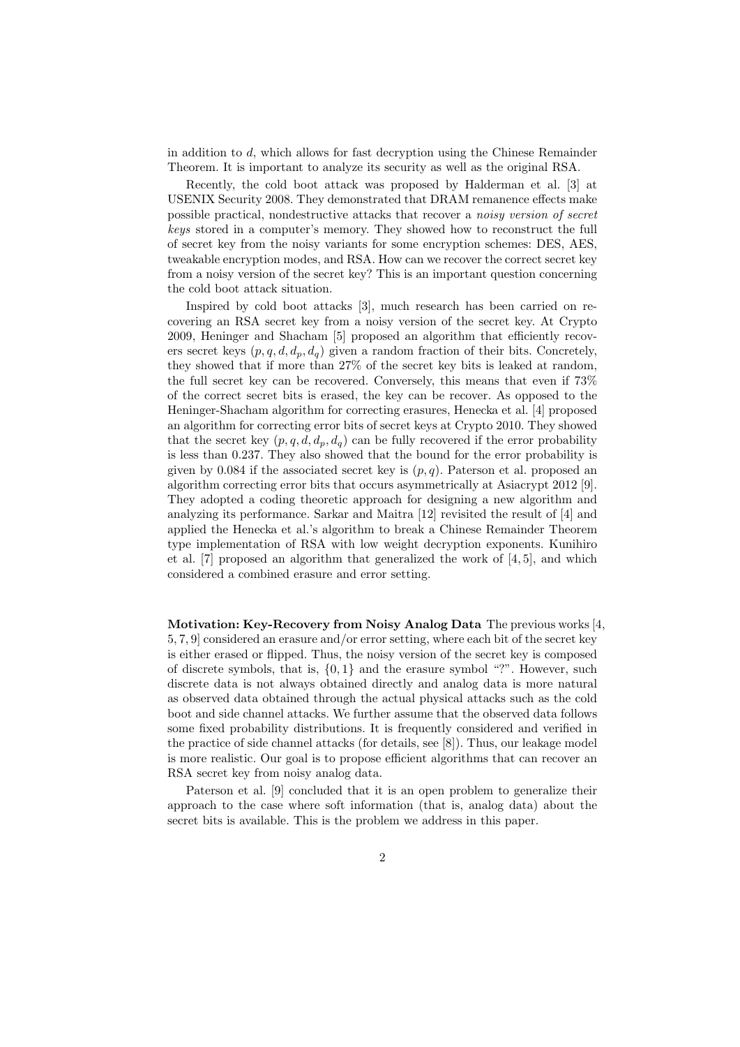in addition to $d$, which allows for fast decryption using the Chinese Remainder Theorem. It is important to analyze its security as well as the original RSA.

Recently, the cold boot attack was proposed by Halderman et al. [3] at USENIX Security 2008. They demonstrated that DRAM remanence effects make possible practical, nondestructive attacks that recover a *noisy version of secret keys* stored in a computer's memory. They showed how to reconstruct the full of secret key from the noisy variants for some encryption schemes: DES, AES, tweakable encryption modes, and RSA. How can we recover the correct secret key from a noisy version of the secret key? This is an important question concerning the cold boot attack situation.

Inspired by cold boot attacks [3], much research has been carried on recovering an RSA secret key from a noisy version of the secret key. At Crypto 2009, Heninger and Shacham [5] proposed an algorithm that efficiently recovers secret keys $(p, q, d, d_p, d_q)$ given a random fraction of their bits. Concretely, they showed that if more than 27% of the secret key bits is leaked at random, the full secret key can be recovered. Conversely, this means that even if 73% of the correct secret bits is erased, the key can be recover. As opposed to the Heninger-Shacham algorithm for correcting erasures, Henecka et al. [4] proposed an algorithm for correcting error bits of secret keys at Crypto 2010. They showed that the secret key $(p, q, d, d_p, d_q)$ can be fully recovered if the error probability is less than 0.237. They also showed that the bound for the error probability is given by 0.084 if the associated secret key is $(p, q)$. Paterson et al. proposed an algorithm correcting error bits that occurs asymmetrically at Asiacrypt 2012 [9]. They adopted a coding theoretic approach for designing a new algorithm and analyzing its performance. Sarkar and Maitra [12] revisited the result of [4] and applied the Henecka et al.'s algorithm to break a Chinese Remainder Theorem type implementation of RSA with low weight decryption exponents. Kunihiro et al. [7] proposed an algorithm that generalized the work of [4, 5], and which considered a combined erasure and error setting.

**Motivation: Key-Recovery from Noisy Analog Data** The previous works [4, 5, 7, 9] considered an erasure and/or error setting, where each bit of the secret key is either erased or flipped. Thus, the noisy version of the secret key is composed of discrete symbols, that is, $\{0, 1\}$ and the erasure symbol "?". However, such discrete data is not always obtained directly and analog data is more natural as observed data obtained through the actual physical attacks such as the cold boot and side channel attacks. We further assume that the observed data follows some fixed probability distributions. It is frequently considered and verified in the practice of side channel attacks (for details, see [8]). Thus, our leakage model is more realistic. Our goal is to propose efficient algorithms that can recover an RSA secret key from noisy analog data.

Paterson et al. [9] concluded that it is an open problem to generalize their approach to the case where soft information (that is, analog data) about the secret bits is available. This is the problem we address in this paper.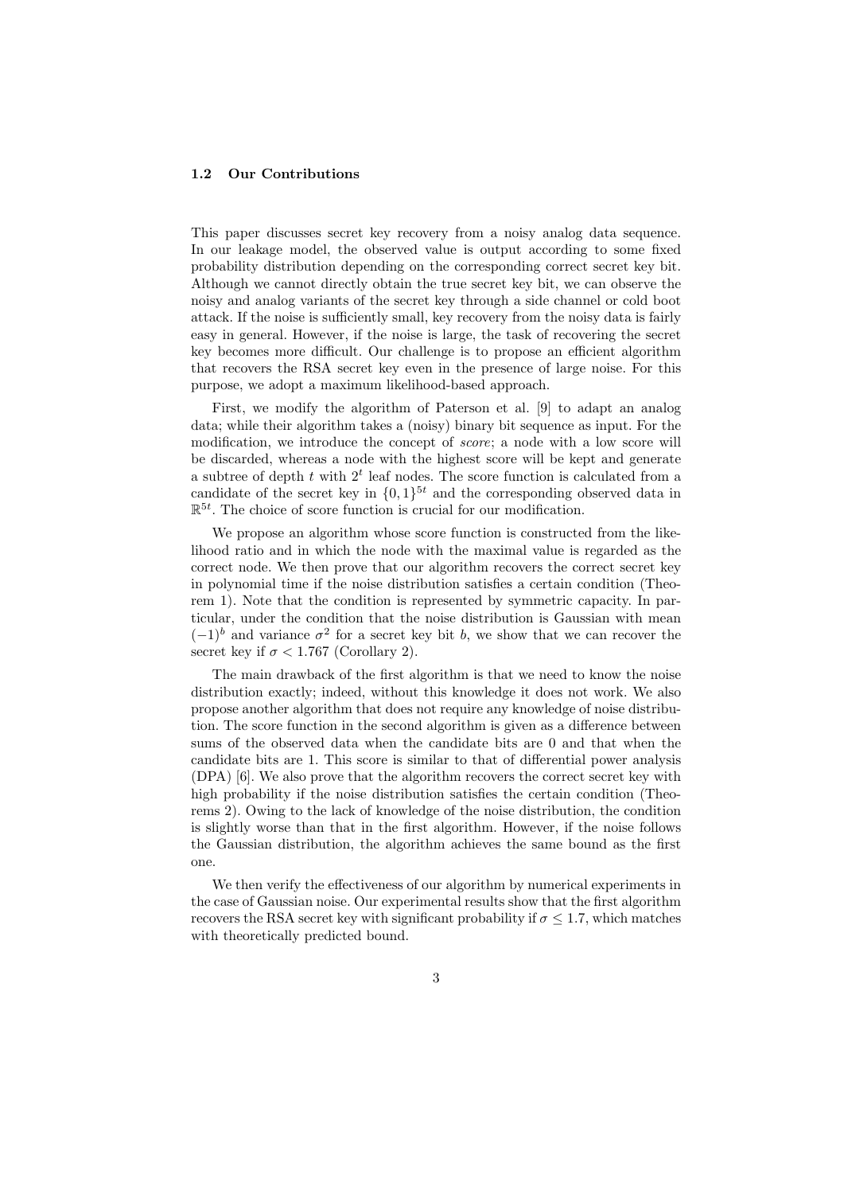### 1.2 Our Contributions

This paper discusses secret key recovery from a noisy analog data sequence. In our leakage model, the observed value is output according to some fixed probability distribution depending on the corresponding correct secret key bit. Although we cannot directly obtain the true secret key bit, we can observe the noisy and analog variants of the secret key through a side channel or cold boot attack. If the noise is sufficiently small, key recovery from the noisy data is fairly easy in general. However, if the noise is large, the task of recovering the secret key becomes more difficult. Our challenge is to propose an efficient algorithm that recovers the RSA secret key even in the presence of large noise. For this purpose, we adopt a maximum likelihood-based approach.

First, we modify the algorithm of Paterson et al. [9] to adapt an analog data; while their algorithm takes a (noisy) binary bit sequence as input. For the modification, we introduce the concept of *score*; a node with a low score will be discarded, whereas a node with the highest score will be kept and generate a subtree of depth $t$ with $2^t$ leaf nodes. The score function is calculated from a candidate of the secret key in $\{0,1\}^{5t}$ and the corresponding observed data in $\mathbb{R}^{5t}$. The choice of score function is crucial for our modification.

We propose an algorithm whose score function is constructed from the likelihood ratio and in which the node with the maximal value is regarded as the correct node. We then prove that our algorithm recovers the correct secret key in polynomial time if the noise distribution satisfies a certain condition (Theorem 1). Note that the condition is represented by symmetric capacity. In particular, under the condition that the noise distribution is Gaussian with mean $(-1)^b$ and variance $\sigma^2$ for a secret key bit $b$, we show that we can recover the secret key if $\sigma < 1.767$ (Corollary 2).

The main drawback of the first algorithm is that we need to know the noise distribution exactly; indeed, without this knowledge it does not work. We also propose another algorithm that does not require any knowledge of noise distribution. The score function in the second algorithm is given as a difference between sums of the observed data when the candidate bits are 0 and that when the candidate bits are 1. This score is similar to that of differential power analysis (DPA) [6]. We also prove that the algorithm recovers the correct secret key with high probability if the noise distribution satisfies the certain condition (Theorems 2). Owing to the lack of knowledge of the noise distribution, the condition is slightly worse than that in the first algorithm. However, if the noise follows the Gaussian distribution, the algorithm achieves the same bound as the first one.

We then verify the effectiveness of our algorithm by numerical experiments in the case of Gaussian noise. Our experimental results show that the first algorithm recovers the RSA secret key with significant probability if $\sigma \leq 1.7$, which matches with theoretically predicted bound.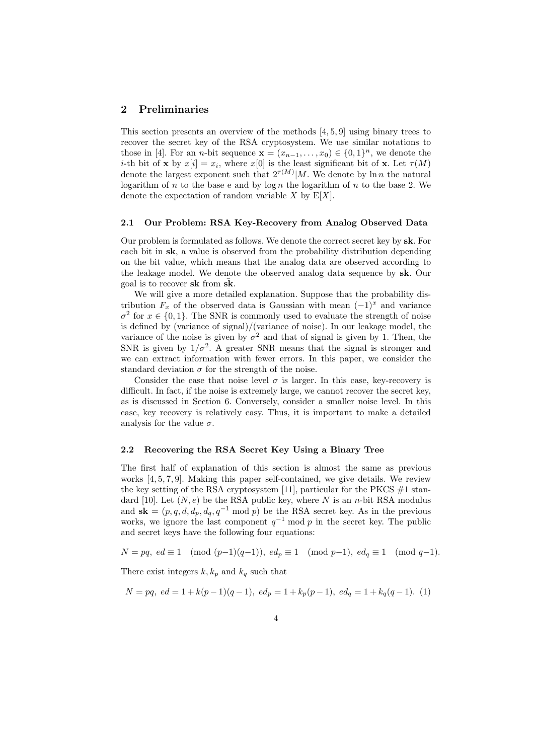## 2 Preliminaries

This section presents an overview of the methods [4, 5, 9] using binary trees to recover the secret key of the RSA cryptosystem. We use similar notations to those in [4]. For an $n$-bit sequence $\mathbf{x} = (x_{n-1}, \ldots, x_0) \in \{0,1\}^n$, we denote the $i$-th bit of $\mathbf{x}$ by $x[i] = x_i$, where $x[0]$ is the least significant bit of $\mathbf{x}$. Let $\tau(M)$ denote the largest exponent such that $2^{\tau(M)} | M$. We denote by $\ln n$ the natural logarithm of $n$ to the base e and by $\log n$ the logarithm of $n$ to the base 2. We denote the expectation of random variable $X$ by $\mathrm{E}[X]$.

### 2.1 Our Problem: RSA Key-Recovery from Analog Observed Data

Our problem is formulated as follows. We denote the correct secret key by $\mathbf{sk}$. For each bit in $\mathbf{sk}$, a value is observed from the probability distribution depending on the bit value, which means that the analog data are observed according to the leakage model. We denote the observed analog data sequence by $\tilde{\mathbf{sk}}$. Our goal is to recover $\mathbf{sk}$ from $\tilde{\mathbf{sk}}$.

We will give a more detailed explanation. Suppose that the probability distribution $F_x$ of the observed data is Gaussian with mean $(-1)^x$ and variance $\sigma^2$ for $x \in \{0,1\}$. The SNR is commonly used to evaluate the strength of noise is defined by (variance of signal)/(variance of noise). In our leakage model, the variance of the noise is given by $\sigma^2$ and that of signal is given by 1. Then, the SNR is given by $1/\sigma^2$. A greater SNR means that the signal is stronger and we can extract information with fewer errors. In this paper, we consider the standard deviation $\sigma$ for the strength of the noise.

Consider the case that noise level $\sigma$ is larger. In this case, key-recovery is difficult. In fact, if the noise is extremely large, we cannot recover the secret key, as is discussed in Section 6. Conversely, consider a smaller noise level. In this case, key recovery is relatively easy. Thus, it is important to make a detailed analysis for the value $\sigma$.

### 2.2 Recovering the RSA Secret Key Using a Binary Tree

The first half of explanation of this section is almost the same as previous works [4, 5, 7, 9]. Making this paper self-contained, we give details. We review the key setting of the RSA cryptosystem [11], particular for the PKCS #1 standard [10]. Let $(N, e)$ be the RSA public key, where $N$ is an $n$-bit RSA modulus and $\mathbf{sk} = (p, q, d, d_p, d_q, q^{-1} \bmod p)$ be the RSA secret key. As in the previous works, we ignore the last component $q^{-1} \bmod p$ in the secret key. The public and secret keys have the following four equations:

$$N = pq,\ ed \equiv 1 \pmod{(p-1)(q-1)},\ ed_p \equiv 1 \pmod{p-1},\ ed_q \equiv 1 \pmod{q-1}.$$

There exist integers $k, k_p$ and $k_q$ such that

$$N = pq,\ ed = 1 + k(p-1)(q-1),\ ed_p = 1 + k_p(p-1),\ ed_q = 1 + k_q(q-1). \quad (1)$$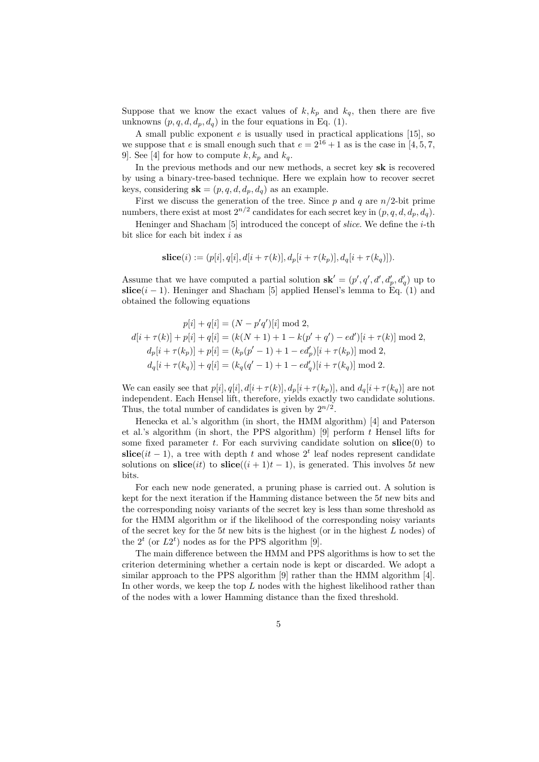Suppose that we know the exact values of $k, k_p$ and $k_q$, then there are five unknowns $(p, q, d, d_p, d_q)$ in the four equations in Eq. (1).

A small public exponent $e$ is usually used in practical applications [15], so we suppose that $e$ is small enough such that $e = 2^{16} + 1$ as is the case in [4, 5, 7, 9]. See [4] for how to compute $k, k_p$ and $k_q$.

In the previous methods and our new methods, a secret key $\mathbf{sk}$ is recovered by using a binary-tree-based technique. Here we explain how to recover secret keys, considering $\mathbf{sk} = (p, q, d, d_p, d_q)$ as an example.

First we discuss the generation of the tree. Since $p$ and $q$ are $n/2$-bit prime numbers, there exist at most $2^{n/2}$ candidates for each secret key in $(p, q, d, d_p, d_q)$.

Heninger and Shacham [5] introduced the concept of *slice*. We define the $i$-th bit slice for each bit index $i$ as

$$\mathbf{slice}(i) := (p[i], q[i], d[i + \tau(k)], d_p[i + \tau(k_p)], d_q[i + \tau(k_q)]).$$

Assume that we have computed a partial solution $\mathbf{sk}' = (p', q', d', d'_p, d'_q)$ up to $\mathbf{slice}(i-1)$. Heninger and Shacham [5] applied Hensel's lemma to Eq. (1) and obtained the following equations

$$
\begin{aligned}
p[i] + q[i] &= (N - p'q')[i] \bmod 2, \\
d[i + \tau(k)] + p[i] + q[i] &= (k(N+1) + 1 - k(p' + q') - ed')[i + \tau(k)] \bmod 2, \\
d_p[i + \tau(k_p)] + p[i] &= (k_p(p' - 1) + 1 - ed'_p)[i + \tau(k_p)] \bmod 2, \\
d_q[i + \tau(k_q)] + q[i] &= (k_q(q' - 1) + 1 - ed'_q)[i + \tau(k_q)] \bmod 2.
\end{aligned}
$$

We can easily see that $p[i], q[i], d[i + \tau(k)], d_p[i + \tau(k_p)]$, and $d_q[i + \tau(k_q)]$ are not independent. Each Hensel lift, therefore, yields exactly two candidate solutions. Thus, the total number of candidates is given by $2^{n/2}$.

Henecka et al.'s algorithm (in short, the HMM algorithm) [4] and Paterson et al.'s algorithm (in short, the PPS algorithm) [9] perform $t$ Hensel lifts for some fixed parameter $t$. For each surviving candidate solution on $\mathbf{slice}(0)$ to $\mathbf{slice}(it - 1)$, a tree with depth $t$ and whose $2^t$ leaf nodes represent candidate solutions on $\mathbf{slice}(it)$ to $\mathbf{slice}((i + 1)t - 1)$, is generated. This involves $5t$ new bits.

For each new node generated, a pruning phase is carried out. A solution is kept for the next iteration if the Hamming distance between the $5t$ new bits and the corresponding noisy variants of the secret key is less than some threshold as for the HMM algorithm or if the likelihood of the corresponding noisy variants of the secret key for the $5t$ new bits is the highest (or in the highest $L$ nodes) of the $2^t$ (or $L2^t$) nodes as for the PPS algorithm [9].

The main difference between the HMM and PPS algorithms is how to set the criterion determining whether a certain node is kept or discarded. We adopt a similar approach to the PPS algorithm [9] rather than the HMM algorithm [4]. In other words, we keep the top $L$ nodes with the highest likelihood rather than of the nodes with a lower Hamming distance than the fixed threshold.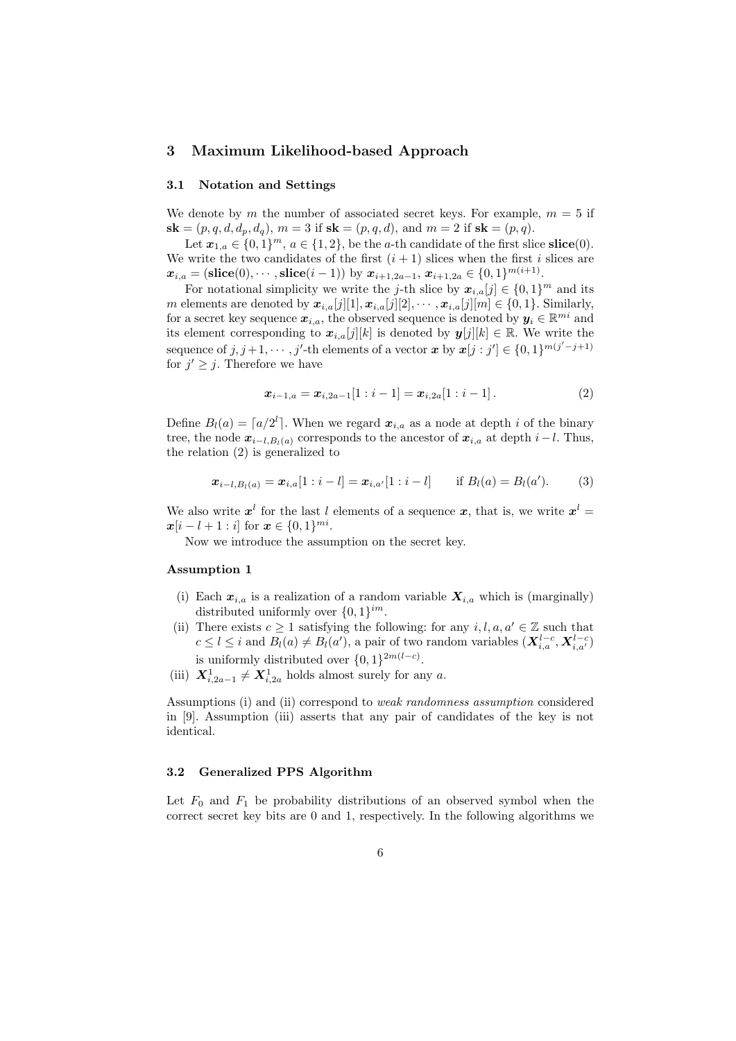## 3 Maximum Likelihood-based Approach

### 3.1 Notation and Settings

We denote by $m$ the number of associated secret keys. For example, $m = 5$ if $\mathbf{sk} = (p, q, d, d_p, d_q)$, $m = 3$ if $\mathbf{sk} = (p, q, d)$, and $m = 2$ if $\mathbf{sk} = (p, q)$.

Let $\boldsymbol{x}_{1,a} \in \{0,1\}^m$, $a \in \{1, 2\}$, be the $a$-th candidate of the first slice $\mathbf{slice}(0)$. We write the two candidates of the first $(i+1)$ slices when the first $i$ slices are $\boldsymbol{x}_{i,a} = (\mathbf{slice}(0), \cdots, \mathbf{slice}(i-1))$ by $\boldsymbol{x}_{i+1,2a-1}$, $\boldsymbol{x}_{i+1,2a} \in \{0,1\}^{m(i+1)}$.

For notational simplicity we write the $j$-th slice by $\boldsymbol{x}_{i,a}[j] \in \{0,1\}^m$ and its $m$ elements are denoted by $\boldsymbol{x}_{i,a}[j][1], \boldsymbol{x}_{i,a}[j][2], \cdots, \boldsymbol{x}_{i,a}[j][m] \in \{0,1\}$. Similarly, for a secret key sequence $\boldsymbol{x}_{i,a}$, the observed sequence is denoted by $\boldsymbol{y}_i \in \mathbb{R}^{mi}$ and its element corresponding to $\boldsymbol{x}_{i,a}[j][k]$ is denoted by $\boldsymbol{y}[j][k] \in \mathbb{R}$. We write the sequence of $j, j+1, \cdots, j'$-th elements of a vector $\boldsymbol{x}$ by $\boldsymbol{x}[j : j'] \in \{0,1\}^{m(j'-j+1)}$ for $j' \geq j$. Therefore we have

$$\boldsymbol{x}_{i-1,a} = \boldsymbol{x}_{i,2a-1}[1 : i-1] = \boldsymbol{x}_{i,2a}[1 : i-1]\,. \tag{2}$$

Define $B_l(a) = \lceil a/2^l \rceil$. When we regard $\boldsymbol{x}_{i,a}$ as a node at depth $i$ of the binary tree, the node $\boldsymbol{x}_{i-l,B_l(a)}$ corresponds to the ancestor of $\boldsymbol{x}_{i,a}$ at depth $i-l$. Thus, the relation (2) is generalized to

$$\boldsymbol{x}_{i-l,B_l(a)} = \boldsymbol{x}_{i,a}[1 : i-l] = \boldsymbol{x}_{i,a'}[1 : i-l] \qquad \text{if } B_l(a) = B_l(a'). \tag{3}$$

We also write $\boldsymbol{x}^l$ for the last $l$ elements of a sequence $\boldsymbol{x}$, that is, we write $\boldsymbol{x}^l = \boldsymbol{x}[i-l+1 : i]$ for $\boldsymbol{x} \in \{0,1\}^{mi}$.

Now we introduce the assumption on the secret key.

**Assumption 1**

- (i) Each $\boldsymbol{x}_{i,a}$ is a realization of a random variable $\boldsymbol{X}_{i,a}$ which is (marginally) distributed uniformly over $\{0,1\}^{im}$.
- (ii) There exists $c \geq 1$ satisfying the following: for any $i, l, a, a' \in \mathbb{Z}$ such that $c \leq l \leq i$ and $B_l(a) \neq B_l(a')$, a pair of two random variables $(\boldsymbol{X}_{i,a}^{l-c}, \boldsymbol{X}_{i,a'}^{l-c})$ is uniformly distributed over $\{0,1\}^{2m(l-c)}$.
- (iii) $\boldsymbol{X}_{i,2a-1}^1 \neq \boldsymbol{X}_{i,2a}^1$ holds almost surely for any $a$.

Assumptions (i) and (ii) correspond to *weak randomness assumption* considered in [9]. Assumption (iii) asserts that any pair of candidates of the key is not identical.

### 3.2 Generalized PPS Algorithm

Let $F_0$ and $F_1$ be probability distributions of an observed symbol when the correct secret key bits are 0 and 1, respectively. In the following algorithms we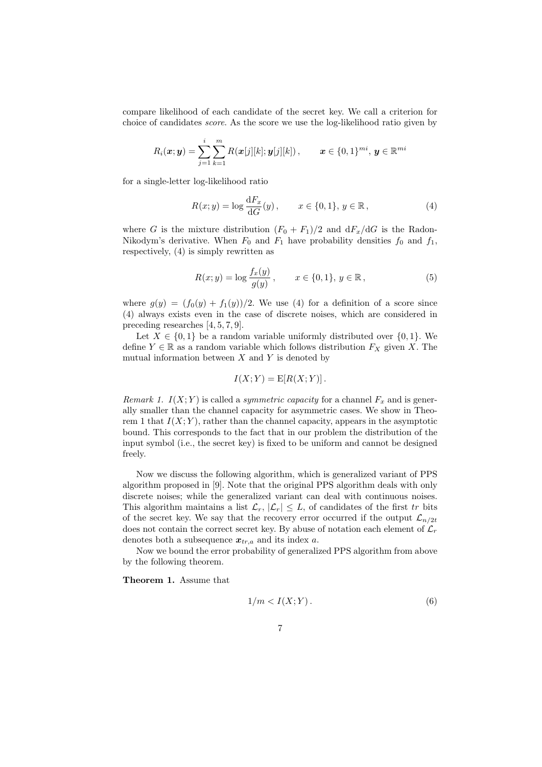compare likelihood of each candidate of the secret key. We call a criterion for choice of candidates *score*. As the score we use the log-likelihood ratio given by

$$R_i(\boldsymbol{x};\boldsymbol{y}) = \sum_{j=1}^{i}\sum_{k=1}^{m} R(\boldsymbol{x}[j][k];\boldsymbol{y}[j][k])\,, \qquad \boldsymbol{x}\in\{0,1\}^{mi},\, \boldsymbol{y}\in\mathbb{R}^{mi}$$

for a single-letter log-likelihood ratio

$$R(x;y) = \log\frac{\mathrm{d}F_x}{\mathrm{d}G}(y)\,, \qquad x\in\{0,1\},\, y\in\mathbb{R}\,, \tag{4}$$

where $G$ is the mixture distribution $(F_0+F_1)/2$ and $\mathrm{d}F_x/\mathrm{d}G$ is the Radon-Nikodym's derivative. When $F_0$ and $F_1$ have probability densities $f_0$ and $f_1$, respectively, (4) is simply rewritten as

$$R(x;y) = \log\frac{f_x(y)}{g(y)}\,, \qquad x\in\{0,1\},\, y\in\mathbb{R}\,, \tag{5}$$

where $g(y) = (f_0(y)+f_1(y))/2$. We use (4) for a definition of a score since (4) always exists even in the case of discrete noises, which are considered in preceding researches [4, 5, 7, 9].

Let $X\in\{0,1\}$ be a random variable uniformly distributed over $\{0,1\}$. We define $Y\in\mathbb{R}$ as a random variable which follows distribution $F_X$ given $X$. The mutual information between $X$ and $Y$ is denoted by

$$I(X;Y) = \mathrm{E}[R(X;Y)]\,.$$

*Remark 1.* $I(X;Y)$ is called a *symmetric capacity* for a channel $F_x$ and is generally smaller than the channel capacity for asymmetric cases. We show in Theorem 1 that $I(X;Y)$, rather than the channel capacity, appears in the asymptotic bound. This corresponds to the fact that in our problem the distribution of the input symbol (i.e., the secret key) is fixed to be uniform and cannot be designed freely.

Now we discuss the following algorithm, which is generalized variant of PPS algorithm proposed in [9]. Note that the original PPS algorithm deals with only discrete noises; while the generalized variant can deal with continuous noises. This algorithm maintains a list $\mathcal{L}_r$, $|\mathcal{L}_r|\le L$, of candidates of the first $tr$ bits of the secret key. We say that the recovery error occurred if the output $\mathcal{L}_{n/2t}$ does not contain the correct secret key. By abuse of notation each element of $\mathcal{L}_r$ denotes both a subsequence $\boldsymbol{x}_{tr,a}$ and its index $a$.

Now we bound the error probability of generalized PPS algorithm from above by the following theorem.

**Theorem 1.** Assume that

$$1/m < I(X;Y)\,. \tag{6}$$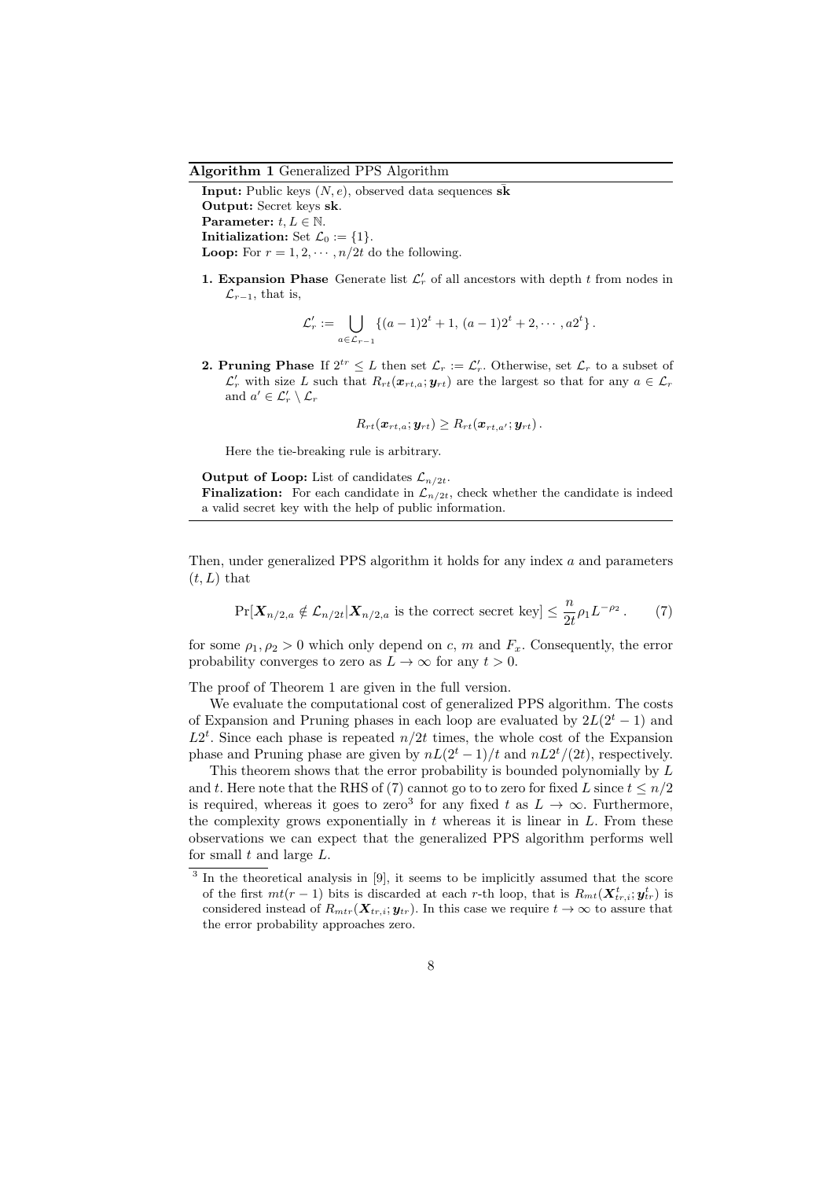**Algorithm 1** Generalized PPS Algorithm

**Input:** Public keys $(N, e)$, observed data sequences $\bar{\mathbf{sk}}$
**Output:** Secret keys $\mathbf{sk}$.
**Parameter:** $t, L \in \mathbb{N}$.
**Initialization:** Set $\mathcal{L}_0 := \{1\}$.
**Loop:** For $r = 1, 2, \cdots, n/2t$ do the following.

**1. Expansion Phase** Generate list $\mathcal{L}'_r$ of all ancestors with depth $t$ from nodes in $\mathcal{L}_{r-1}$, that is,

$$\mathcal{L}'_r := \bigcup_{a \in \mathcal{L}_{r-1}} \{(a-1)2^t + 1,\, (a-1)2^t + 2, \cdots, a2^t\}\,.$$

**2. Pruning Phase** If $2^{tr} \leq L$ then set $\mathcal{L}_r := \mathcal{L}'_r$. Otherwise, set $\mathcal{L}_r$ to a subset of $\mathcal{L}'_r$ with size $L$ such that $R_{rt}(\boldsymbol{x}_{rt,a}; \boldsymbol{y}_{rt})$ are the largest so that for any $a \in \mathcal{L}_r$ and $a' \in \mathcal{L}'_r \setminus \mathcal{L}_r$

$$R_{rt}(\boldsymbol{x}_{rt,a}; \boldsymbol{y}_{rt}) \geq R_{rt}(\boldsymbol{x}_{rt,a'}; \boldsymbol{y}_{rt})\,.$$

Here the tie-breaking rule is arbitrary.

**Output of Loop:** List of candidates $\mathcal{L}_{n/2t}$.
**Finalization:** For each candidate in $\mathcal{L}_{n/2t}$, check whether the candidate is indeed a valid secret key with the help of public information.

Then, under generalized PPS algorithm it holds for any index $a$ and parameters $(t, L)$ that

$$\Pr[\boldsymbol{X}_{n/2,a} \notin \mathcal{L}_{n/2t} | \boldsymbol{X}_{n/2,a} \text{ is the correct secret key}] \leq \frac{n}{2t}\rho_1 L^{-\rho_2}\,. \qquad (7)$$

for some $\rho_1, \rho_2 > 0$ which only depend on $c$, $m$ and $F_x$. Consequently, the error probability converges to zero as $L \to \infty$ for any $t > 0$.

The proof of Theorem 1 are given in the full version.

We evaluate the computational cost of generalized PPS algorithm. The costs of Expansion and Pruning phases in each loop are evaluated by $2L(2^t - 1)$ and $L2^t$. Since each phase is repeated $n/2t$ times, the whole cost of the Expansion phase and Pruning phase are given by $nL(2^t - 1)/t$ and $nL2^t/(2t)$, respectively.

This theorem shows that the error probability is bounded polynomially by $L$ and $t$. Here note that the RHS of (7) cannot go to to zero for fixed $L$ since $t \leq n/2$ is required, whereas it goes to zero[3] for any fixed $t$ as $L \to \infty$. Furthermore, the complexity grows exponentially in $t$ whereas it is linear in $L$. From these observations we can expect that the generalized PPS algorithm performs well for small $t$ and large $L$.

[3] In the theoretical analysis in [9], it seems to be implicitly assumed that the score of the first $mt(r-1)$ bits is discarded at each $r$-th loop, that is $R_{mt}(\boldsymbol{X}^t_{tr,i}; \boldsymbol{y}^t_{tr})$ is considered instead of $R_{mtr}(\boldsymbol{X}_{tr,i}; \boldsymbol{y}_{tr})$. In this case we require $t \to \infty$ to assure that the error probability approaches zero.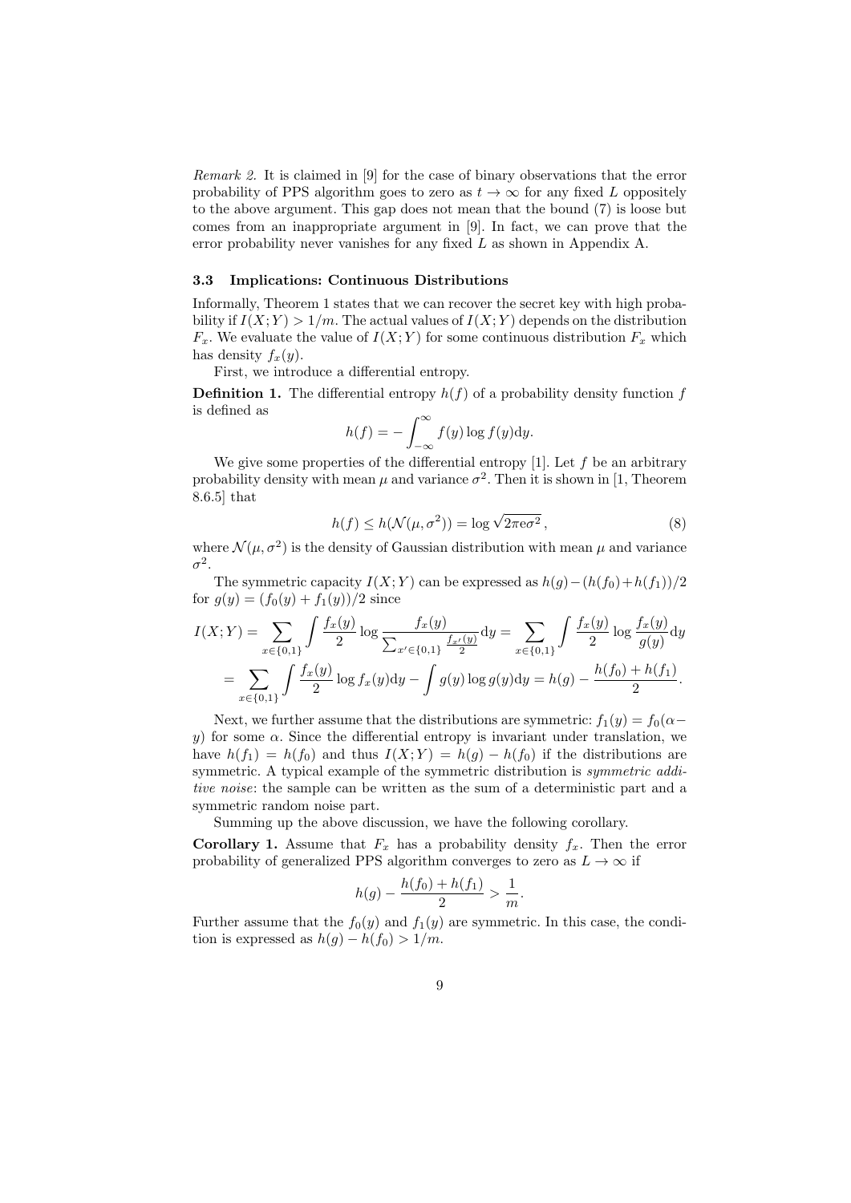*Remark 2.* It is claimed in [9] for the case of binary observations that the error probability of PPS algorithm goes to zero as $t \to \infty$ for any fixed $L$ oppositely to the above argument. This gap does not mean that the bound (7) is loose but comes from an inappropriate argument in [9]. In fact, we can prove that the error probability never vanishes for any fixed $L$ as shown in Appendix A.

### 3.3 Implications: Continuous Distributions

Informally, Theorem 1 states that we can recover the secret key with high probability if $I(X;Y) > 1/m$. The actual values of $I(X;Y)$ depends on the distribution $F_x$. We evaluate the value of $I(X;Y)$ for some continuous distribution $F_x$ which has density $f_x(y)$.

First, we introduce a differential entropy.

**Definition 1.** The differential entropy $h(f)$ of a probability density function $f$ is defined as

$$h(f) = -\int_{-\infty}^{\infty} f(y) \log f(y) \mathrm{d}y.$$

We give some properties of the differential entropy [1]. Let $f$ be an arbitrary probability density with mean $\mu$ and variance $\sigma^2$. Then it is shown in [1, Theorem 8.6.5] that

$$h(f) \leq h(\mathcal{N}(\mu, \sigma^2)) = \log \sqrt{2\pi e \sigma^2}\,, \tag{8}$$

where $\mathcal{N}(\mu, \sigma^2)$ is the density of Gaussian distribution with mean $\mu$ and variance $\sigma^2$.

The symmetric capacity $I(X;Y)$ can be expressed as $h(g) - (h(f_0) + h(f_1))/2$ for $g(y) = (f_0(y) + f_1(y))/2$ since

$$\begin{aligned}
I(X;Y) &= \sum_{x \in \{0,1\}} \int \frac{f_x(y)}{2} \log \frac{f_x(y)}{\sum_{x' \in \{0,1\}} \frac{f_{x'}(y)}{2}} \mathrm{d}y = \sum_{x \in \{0,1\}} \int \frac{f_x(y)}{2} \log \frac{f_x(y)}{g(y)} \mathrm{d}y \\
&= \sum_{x \in \{0,1\}} \int \frac{f_x(y)}{2} \log f_x(y) \mathrm{d}y - \int g(y) \log g(y) \mathrm{d}y = h(g) - \frac{h(f_0) + h(f_1)}{2}.
\end{aligned}$$

Next, we further assume that the distributions are symmetric: $f_1(y) = f_0(\alpha - y)$ for some $\alpha$. Since the differential entropy is invariant under translation, we have $h(f_1) = h(f_0)$ and thus $I(X;Y) = h(g) - h(f_0)$ if the distributions are symmetric. A typical example of the symmetric distribution is *symmetric additive noise*: the sample can be written as the sum of a deterministic part and a symmetric random noise part.

Summing up the above discussion, we have the following corollary.

**Corollary 1.** Assume that $F_x$ has a probability density $f_x$. Then the error probability of generalized PPS algorithm converges to zero as $L \to \infty$ if

$$h(g) - \frac{h(f_0) + h(f_1)}{2} > \frac{1}{m}.$$

Further assume that the $f_0(y)$ and $f_1(y)$ are symmetric. In this case, the condition is expressed as $h(g) - h(f_0) > 1/m$.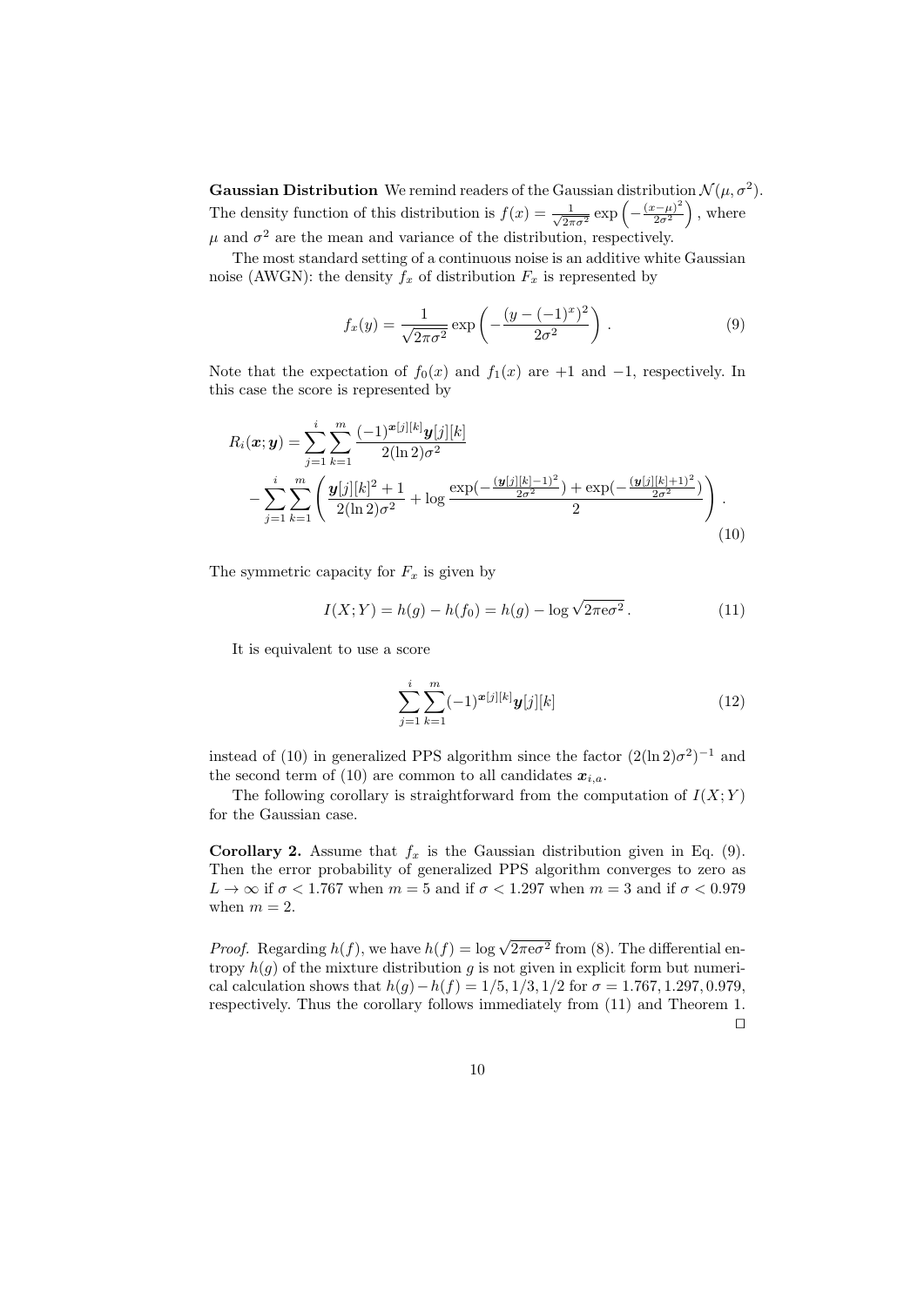**Gaussian Distribution** We remind readers of the Gaussian distribution $\mathcal{N}(\mu, \sigma^2)$. The density function of this distribution is $f(x) = \frac{1}{\sqrt{2\pi\sigma^2}} \exp\left(-\frac{(x-\mu)^2}{2\sigma^2}\right)$, where $\mu$ and $\sigma^2$ are the mean and variance of the distribution, respectively.

The most standard setting of a continuous noise is an additive white Gaussian noise (AWGN): the density $f_x$ of distribution $F_x$ is represented by

$$f_x(y) = \frac{1}{\sqrt{2\pi\sigma^2}} \exp\left(-\frac{(y-(-1)^x)^2}{2\sigma^2}\right). \tag{9}$$

Note that the expectation of $f_0(x)$ and $f_1(x)$ are $+1$ and $-1$, respectively. In this case the score is represented by

$$\begin{aligned} R_i(\boldsymbol{x};\boldsymbol{y}) &= \sum_{j=1}^{i}\sum_{k=1}^{m} \frac{(-1)^{\boldsymbol{x}[j][k]}\boldsymbol{y}[j][k]}{2(\ln 2)\sigma^2} \\ &- \sum_{j=1}^{i}\sum_{k=1}^{m}\left(\frac{\boldsymbol{y}[j][k]^2+1}{2(\ln 2)\sigma^2} + \log\frac{\exp(-\frac{(\boldsymbol{y}[j][k]-1)^2}{2\sigma^2}) + \exp(-\frac{(\boldsymbol{y}[j][k]+1)^2}{2\sigma^2})}{2}\right). \end{aligned} \tag{10}$$

The symmetric capacity for $F_x$ is given by

$$I(X;Y) = h(g) - h(f_0) = h(g) - \log\sqrt{2\pi\mathrm{e}\sigma^2}\,. \tag{11}$$

It is equivalent to use a score

$$\sum_{j=1}^{i}\sum_{k=1}^{m}(-1)^{\boldsymbol{x}[j][k]}\boldsymbol{y}[j][k] \tag{12}$$

instead of (10) in generalized PPS algorithm since the factor $(2(\ln 2)\sigma^2)^{-1}$ and the second term of (10) are common to all candidates $\boldsymbol{x}_{i,a}$.

The following corollary is straightforward from the computation of $I(X;Y)$ for the Gaussian case.

**Corollary 2.** Assume that $f_x$ is the Gaussian distribution given in Eq. (9). Then the error probability of generalized PPS algorithm converges to zero as $L \to \infty$ if $\sigma < 1.767$ when $m = 5$ and if $\sigma < 1.297$ when $m = 3$ and if $\sigma < 0.979$ when $m = 2$.

*Proof.* Regarding $h(f)$, we have $h(f) = \log\sqrt{2\pi\mathrm{e}\sigma^2}$ from (8). The differential entropy $h(g)$ of the mixture distribution $g$ is not given in explicit form but numerical calculation shows that $h(g) - h(f) = 1/5, 1/3, 1/2$ for $\sigma = 1.767, 1.297, 0.979$, respectively. Thus the corollary follows immediately from (11) and Theorem 1. □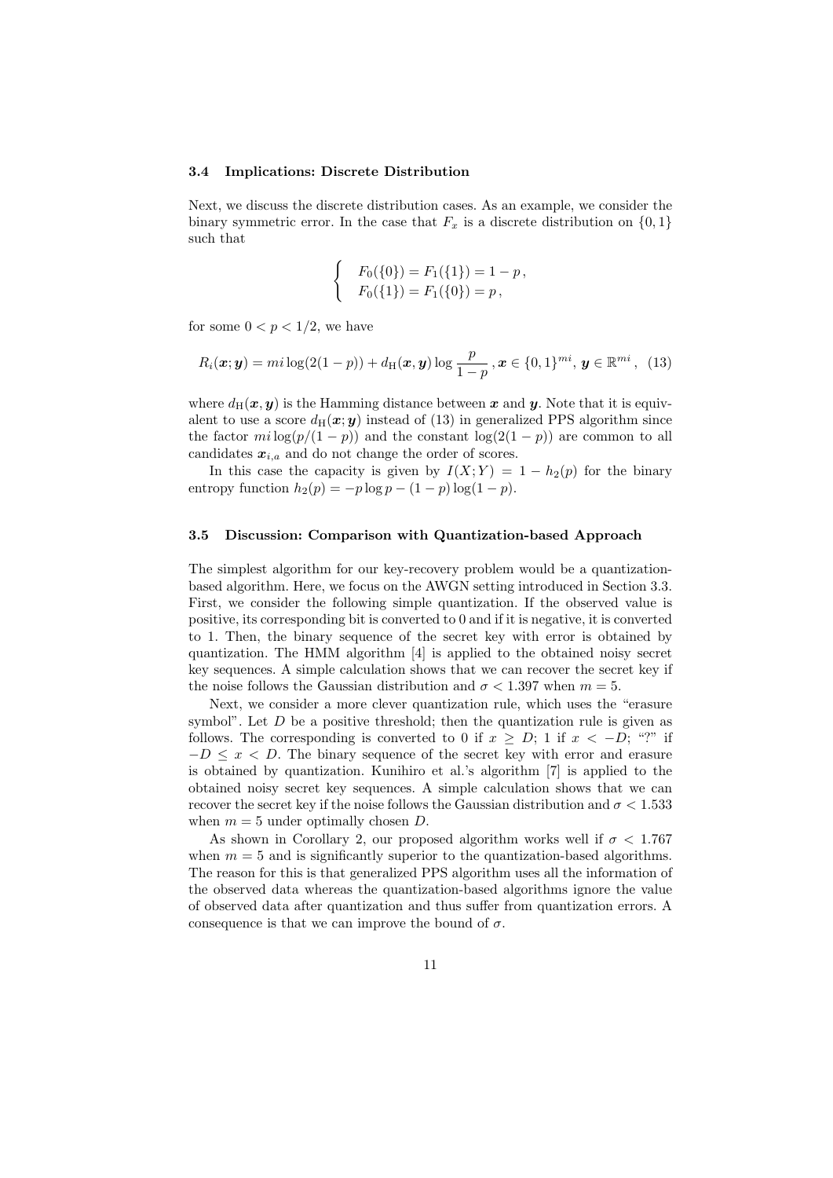### 3.4 Implications: Discrete Distribution

Next, we discuss the discrete distribution cases. As an example, we consider the binary symmetric error. In the case that $F_x$ is a discrete distribution on $\{0, 1\}$ such that

$$
\begin{cases}
F_0(\{0\}) = F_1(\{1\}) = 1 - p\,, \\
F_0(\{1\}) = F_1(\{0\}) = p\,,
\end{cases}
$$

for some $0 < p < 1/2$, we have

$$
R_i(\boldsymbol{x}; \boldsymbol{y}) = mi \log(2(1-p)) + d_{\mathrm{H}}(\boldsymbol{x}, \boldsymbol{y}) \log \frac{p}{1-p}\,, \boldsymbol{x} \in \{0,1\}^{mi},\, \boldsymbol{y} \in \mathbb{R}^{mi}\,, \quad (13)
$$

where $d_{\mathrm{H}}(\boldsymbol{x}, \boldsymbol{y})$ is the Hamming distance between $\boldsymbol{x}$ and $\boldsymbol{y}$. Note that it is equivalent to use a score $d_{\mathrm{H}}(\boldsymbol{x}; \boldsymbol{y})$ instead of (13) in generalized PPS algorithm since the factor $mi \log(p/(1-p))$ and the constant $\log(2(1-p))$ are common to all candidates $\boldsymbol{x}_{i,a}$ and do not change the order of scores.

In this case the capacity is given by $I(X;Y) = 1 - h_2(p)$ for the binary entropy function $h_2(p) = -p \log p - (1-p) \log(1-p)$.

### 3.5 Discussion: Comparison with Quantization-based Approach

The simplest algorithm for our key-recovery problem would be a quantization-based algorithm. Here, we focus on the AWGN setting introduced in Section 3.3. First, we consider the following simple quantization. If the observed value is positive, its corresponding bit is converted to 0 and if it is negative, it is converted to 1. Then, the binary sequence of the secret key with error is obtained by quantization. The HMM algorithm [4] is applied to the obtained noisy secret key sequences. A simple calculation shows that we can recover the secret key if the noise follows the Gaussian distribution and $\sigma < 1.397$ when $m = 5$.

Next, we consider a more clever quantization rule, which uses the "erasure symbol". Let $D$ be a positive threshold; then the quantization rule is given as follows. The corresponding is converted to 0 if $x \geq D$; 1 if $x < -D$; "?" if $-D \leq x < D$. The binary sequence of the secret key with error and erasure is obtained by quantization. Kunihiro et al.'s algorithm [7] is applied to the obtained noisy secret key sequences. A simple calculation shows that we can recover the secret key if the noise follows the Gaussian distribution and $\sigma < 1.533$ when $m = 5$ under optimally chosen $D$.

As shown in Corollary 2, our proposed algorithm works well if $\sigma < 1.767$ when $m = 5$ and is significantly superior to the quantization-based algorithms. The reason for this is that generalized PPS algorithm uses all the information of the observed data whereas the quantization-based algorithms ignore the value of observed data after quantization and thus suffer from quantization errors. A consequence is that we can improve the bound of $\sigma$.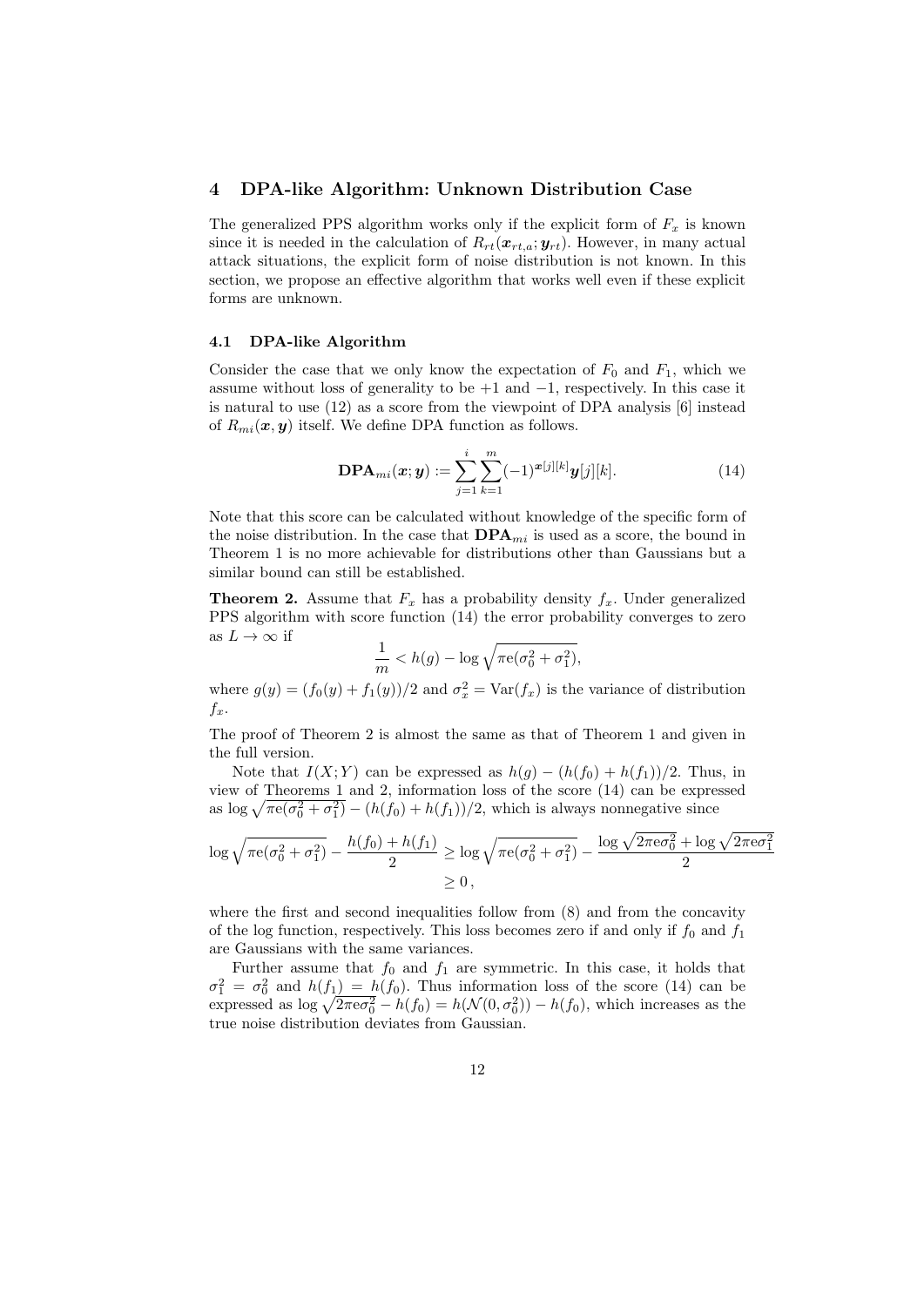## 4 DPA-like Algorithm: Unknown Distribution Case

The generalized PPS algorithm works only if the explicit form of $F_x$ is known since it is needed in the calculation of $R_{rt}(\boldsymbol{x}_{rt,a}; \boldsymbol{y}_{rt})$. However, in many actual attack situations, the explicit form of noise distribution is not known. In this section, we propose an effective algorithm that works well even if these explicit forms are unknown.

### 4.1 DPA-like Algorithm

Consider the case that we only know the expectation of $F_0$ and $F_1$, which we assume without loss of generality to be $+1$ and $-1$, respectively. In this case it is natural to use (12) as a score from the viewpoint of DPA analysis [6] instead of $R_{mi}(\boldsymbol{x}, \boldsymbol{y})$ itself. We define DPA function as follows.

$$\mathbf{DPA}_{mi}(\boldsymbol{x}; \boldsymbol{y}) := \sum_{j=1}^{i} \sum_{k=1}^{m} (-1)^{\boldsymbol{x}[j][k]} \boldsymbol{y}[j][k]. \tag{14}$$

Note that this score can be calculated without knowledge of the specific form of the noise distribution. In the case that $\mathbf{DPA}_{mi}$ is used as a score, the bound in Theorem 1 is no more achievable for distributions other than Gaussians but a similar bound can still be established.

**Theorem 2.** *Assume that $F_x$ has a probability density $f_x$. Under generalized PPS algorithm with score function (14) the error probability converges to zero as $L \to \infty$ if*

$$\frac{1}{m} < h(g) - \log \sqrt{\pi e (\sigma_0^2 + \sigma_1^2)},$$

*where $g(y) = (f_0(y) + f_1(y))/2$ and $\sigma_x^2 = \mathrm{Var}(f_x)$ is the variance of distribution $f_x$.*

The proof of Theorem 2 is almost the same as that of Theorem 1 and given in the full version.

Note that $I(X;Y)$ can be expressed as $h(g) - (h(f_0) + h(f_1))/2$. Thus, in view of Theorems 1 and 2, information loss of the score (14) can be expressed as $\log \sqrt{\pi e (\sigma_0^2 + \sigma_1^2)} - (h(f_0) + h(f_1))/2$, which is always nonnegative since

$$\begin{aligned}\log \sqrt{\pi e (\sigma_0^2 + \sigma_1^2)} - \frac{h(f_0) + h(f_1)}{2} &\geq \log \sqrt{\pi e (\sigma_0^2 + \sigma_1^2)} - \frac{\log \sqrt{2\pi e \sigma_0^2} + \log \sqrt{2\pi e \sigma_1^2}}{2} \\ &\geq 0\,,\end{aligned}$$

where the first and second inequalities follow from (8) and from the concavity of the log function, respectively. This loss becomes zero if and only if $f_0$ and $f_1$ are Gaussians with the same variances.

Further assume that $f_0$ and $f_1$ are symmetric. In this case, it holds that $\sigma_1^2 = \sigma_0^2$ and $h(f_1) = h(f_0)$. Thus information loss of the score (14) can be expressed as $\log \sqrt{2\pi e \sigma_0^2} - h(f_0) = h(\mathcal{N}(0, \sigma_0^2)) - h(f_0)$, which increases as the true noise distribution deviates from Gaussian.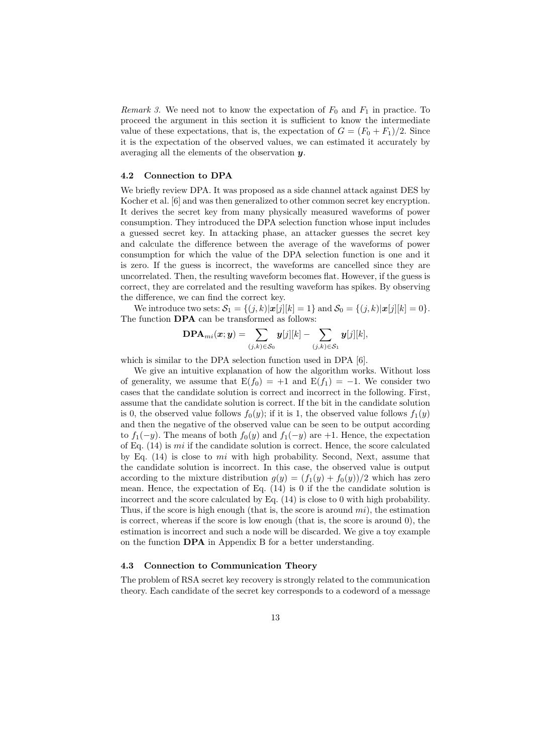*Remark 3.* We need not to know the expectation of $F_0$ and $F_1$ in practice. To proceed the argument in this section it is sufficient to know the intermediate value of these expectations, that is, the expectation of $G = (F_0 + F_1)/2$. Since it is the expectation of the observed values, we can estimated it accurately by averaging all the elements of the observation $\boldsymbol{y}$.

### 4.2 Connection to DPA

We briefly review DPA. It was proposed as a side channel attack against DES by Kocher et al. [6] and was then generalized to other common secret key encryption. It derives the secret key from many physically measured waveforms of power consumption. They introduced the DPA selection function whose input includes a guessed secret key. In attacking phase, an attacker guesses the secret key and calculate the difference between the average of the waveforms of power consumption for which the value of the DPA selection function is one and it is zero. If the guess is incorrect, the waveforms are cancelled since they are uncorrelated. Then, the resulting waveform becomes flat. However, if the guess is correct, they are correlated and the resulting waveform has spikes. By observing the difference, we can find the correct key.

We introduce two sets: $\mathcal{S}_1 = \{(j,k) | \boldsymbol{x}[j][k] = 1\}$ and $\mathcal{S}_0 = \{(j,k) | \boldsymbol{x}[j][k] = 0\}$. The function **DPA** can be transformed as follows:

$$\mathbf{DPA}_{mi}(\boldsymbol{x}; \boldsymbol{y}) = \sum_{(j,k) \in \mathcal{S}_0} \boldsymbol{y}[j][k] - \sum_{(j,k) \in \mathcal{S}_1} \boldsymbol{y}[j][k],$$

which is similar to the DPA selection function used in DPA [6].

We give an intuitive explanation of how the algorithm works. Without loss of generality, we assume that $\mathrm{E}(f_0) = +1$ and $\mathrm{E}(f_1) = -1$. We consider two cases that the candidate solution is correct and incorrect in the following. First, assume that the candidate solution is correct. If the bit in the candidate solution is 0, the observed value follows $f_0(y)$; if it is 1, the observed value follows $f_1(y)$ and then the negative of the observed value can be seen to be output according to $f_1(-y)$. The means of both $f_0(y)$ and $f_1(-y)$ are $+1$. Hence, the expectation of Eq. (14) is $mi$ if the candidate solution is correct. Hence, the score calculated by Eq. (14) is close to $mi$ with high probability. Second, Next, assume that the candidate solution is incorrect. In this case, the observed value is output according to the mixture distribution $g(y) = (f_1(y) + f_0(y))/2$ which has zero mean. Hence, the expectation of Eq. (14) is 0 if the the candidate solution is incorrect and the score calculated by Eq. (14) is close to 0 with high probability. Thus, if the score is high enough (that is, the score is around $mi$), the estimation is correct, whereas if the score is low enough (that is, the score is around 0), the estimation is incorrect and such a node will be discarded. We give a toy example on the function **DPA** in Appendix B for a better understanding.

### 4.3 Connection to Communication Theory

The problem of RSA secret key recovery is strongly related to the communication theory. Each candidate of the secret key corresponds to a codeword of a message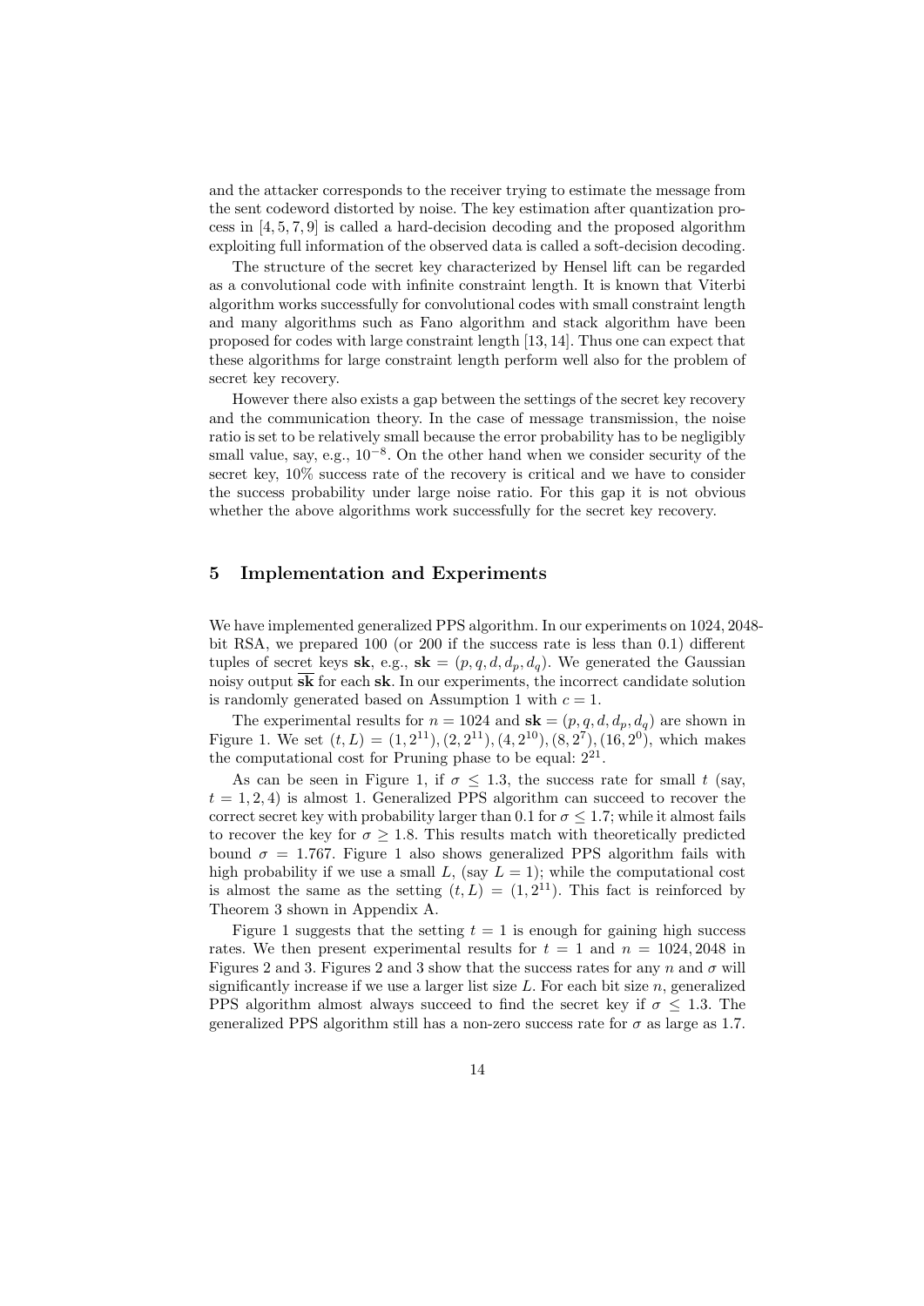and the attacker corresponds to the receiver trying to estimate the message from the sent codeword distorted by noise. The key estimation after quantization process in [4, 5, 7, 9] is called a hard-decision decoding and the proposed algorithm exploiting full information of the observed data is called a soft-decision decoding.

The structure of the secret key characterized by Hensel lift can be regarded as a convolutional code with infinite constraint length. It is known that Viterbi algorithm works successfully for convolutional codes with small constraint length and many algorithms such as Fano algorithm and stack algorithm have been proposed for codes with large constraint length [13, 14]. Thus one can expect that these algorithms for large constraint length perform well also for the problem of secret key recovery.

However there also exists a gap between the settings of the secret key recovery and the communication theory. In the case of message transmission, the noise ratio is set to be relatively small because the error probability has to be negligibly small value, say, e.g., $10^{-8}$. On the other hand when we consider security of the secret key, 10% success rate of the recovery is critical and we have to consider the success probability under large noise ratio. For this gap it is not obvious whether the above algorithms work successfully for the secret key recovery.

## 5 Implementation and Experiments

We have implemented generalized PPS algorithm. In our experiments on 1024, 2048-bit RSA, we prepared 100 (or 200 if the success rate is less than 0.1) different tuples of secret keys $\mathbf{sk}$, e.g., $\mathbf{sk} = (p, q, d, d_p, d_q)$. We generated the Gaussian noisy output $\overline{\mathbf{sk}}$ for each $\mathbf{sk}$. In our experiments, the incorrect candidate solution is randomly generated based on Assumption 1 with $c = 1$.

The experimental results for $n = 1024$ and $\mathbf{sk} = (p, q, d, d_p, d_q)$ are shown in Figure 1. We set $(t, L) = (1, 2^{11}), (2, 2^{11}), (4, 2^{10}), (8, 2^7), (16, 2^0)$, which makes the computational cost for Pruning phase to be equal: $2^{21}$.

As can be seen in Figure 1, if $\sigma \leq 1.3$, the success rate for small $t$ (say, $t = 1, 2, 4$) is almost 1. Generalized PPS algorithm can succeed to recover the correct secret key with probability larger than 0.1 for $\sigma \leq 1.7$; while it almost fails to recover the key for $\sigma \geq 1.8$. This results match with theoretically predicted bound $\sigma = 1.767$. Figure 1 also shows generalized PPS algorithm fails with high probability if we use a small $L$, (say $L = 1$); while the computational cost is almost the same as the setting $(t, L) = (1, 2^{11})$. This fact is reinforced by Theorem 3 shown in Appendix A.

Figure 1 suggests that the setting $t = 1$ is enough for gaining high success rates. We then present experimental results for $t = 1$ and $n = 1024, 2048$ in Figures 2 and 3. Figures 2 and 3 show that the success rates for any $n$ and $\sigma$ will significantly increase if we use a larger list size $L$. For each bit size $n$, generalized PPS algorithm almost always succeed to find the secret key if $\sigma \leq 1.3$. The generalized PPS algorithm still has a non-zero success rate for $\sigma$ as large as 1.7.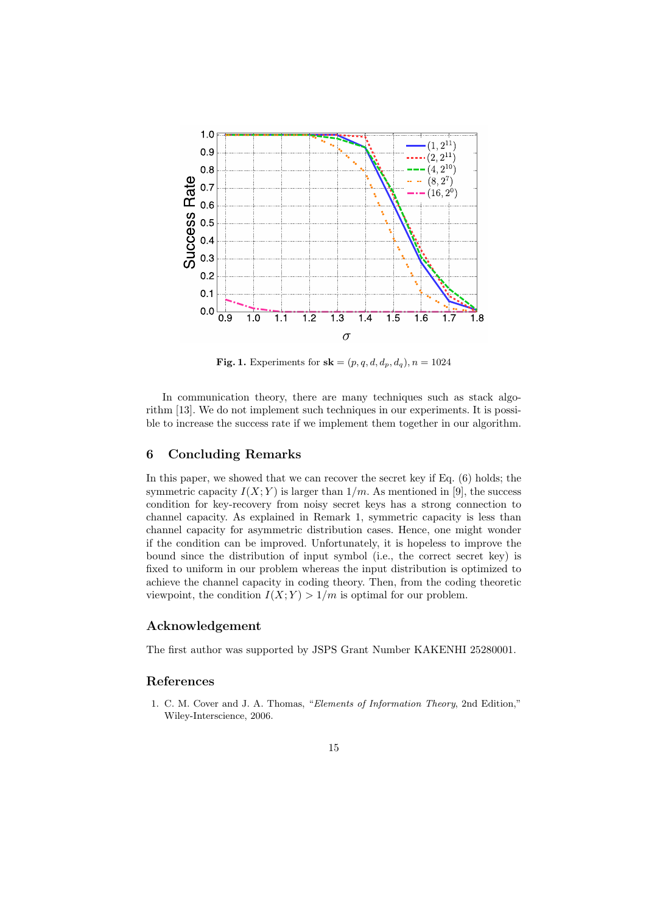1.0
0.9
0.8
0.7
0.6
0.5
0.4
0.3
0.2
0.1
0.0

Success Rate

0.9 1.0 1.1 1.2 1.3 1.4 1.5 1.6 1.7 1.8

$\sigma$

$(1, 2^{11})$
$(2, 2^{11})$
$(4, 2^{10})$
$(8, 2^{7})$
$(16, 2^{0})$

**Fig. 1.** Experiments for $\mathbf{sk} = (p, q, d, d_p, d_q), n = 1024$

In communication theory, there are many techniques such as stack algorithm [13]. We do not implement such techniques in our experiments. It is possible to increase the success rate if we implement them together in our algorithm.

## 6 Concluding Remarks

In this paper, we showed that we can recover the secret key if Eq. (6) holds; the symmetric capacity $I(X;Y)$ is larger than $1/m$. As mentioned in [9], the success condition for key-recovery from noisy secret keys has a strong connection to channel capacity. As explained in Remark 1, symmetric capacity is less than channel capacity for asymmetric distribution cases. Hence, one might wonder if the condition can be improved. Unfortunately, it is hopeless to improve the bound since the distribution of input symbol (i.e., the correct secret key) is fixed to uniform in our problem whereas the input distribution is optimized to achieve the channel capacity in coding theory. Then, from the coding theoretic viewpoint, the condition $I(X;Y) > 1/m$ is optimal for our problem.

## Acknowledgement

The first author was supported by JSPS Grant Number KAKENHI 25280001.

## References

1. C. M. Cover and J. A. Thomas, "*Elements of Information Theory*, 2nd Edition," Wiley-Interscience, 2006.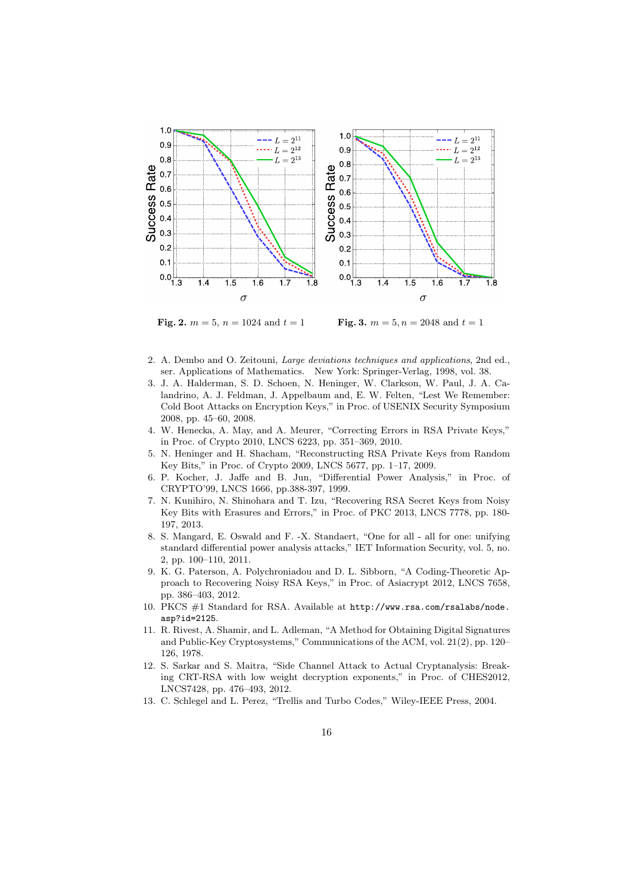Success Rate

1.0
0.9
0.8
0.7
0.6
0.5
0.4
0.3
0.2
0.1
0.0

1.3 1.4 1.5 1.6 1.7 1.8

$\sigma$

$L = 2^{11}$
$L = 2^{12}$
$L = 2^{13}$

**Fig. 2.** $m = 5$, $n = 1024$ and $t = 1$

Success Rate

1.0
0.9
0.8
0.7
0.6
0.5
0.4
0.3
0.2
0.1
0.0

1.3 1.4 1.5 1.6 1.7 1.8

$\sigma$

$L = 2^{11}$
$L = 2^{12}$
$L = 2^{13}$

**Fig. 3.** $m = 5, n = 2048$ and $t = 1$

2. A. Dembo and O. Zeitouni, *Large deviations techniques and applications*, 2nd ed., ser. Applications of Mathematics. New York: Springer-Verlag, 1998, vol. 38.
3. J. A. Halderman, S. D. Schoen, N. Heninger, W. Clarkson, W. Paul, J. A. Calandrino, A. J. Feldman, J. Appelbaum and, E. W. Felten, "Lest We Remember: Cold Boot Attacks on Encryption Keys," in Proc. of USENIX Security Symposium 2008, pp. 45–60, 2008.
4. W. Henecka, A. May, and A. Meurer, "Correcting Errors in RSA Private Keys," in Proc. of Crypto 2010, LNCS 6223, pp. 351–369, 2010.
5. N. Heninger and H. Shacham, "Reconstructing RSA Private Keys from Random Key Bits," in Proc. of Crypto 2009, LNCS 5677, pp. 1–17, 2009.
6. P. Kocher, J. Jaffe and B. Jun, "Differential Power Analysis," in Proc. of CRYPTO'99, LNCS 1666, pp.388-397, 1999.
7. N. Kunihiro, N. Shinohara and T. Izu, "Recovering RSA Secret Keys from Noisy Key Bits with Erasures and Errors," in Proc. of PKC 2013, LNCS 7778, pp. 180-197, 2013.
8. S. Mangard, E. Oswald and F. -X. Standaert, "One for all - all for one: unifying standard differential power analysis attacks," IET Information Security, vol. 5, no. 2, pp. 100–110, 2011.
9. K. G. Paterson, A. Polychroniadou and D. L. Sibborn, "A Coding-Theoretic Approach to Recovering Noisy RSA Keys," in Proc. of Asiacrypt 2012, LNCS 7658, pp. 386–403, 2012.
10. PKCS #1 Standard for RSA. Available at `http://www.rsa.com/rsalabs/node.asp?id=2125`.
11. R. Rivest, A. Shamir, and L. Adleman, "A Method for Obtaining Digital Signatures and Public-Key Cryptosystems," Communications of the ACM, vol. 21(2), pp. 120–126, 1978.
12. S. Sarkar and S. Maitra, "Side Channel Attack to Actual Cryptanalysis: Breaking CRT-RSA with low weight decryption exponents," in Proc. of CHES2012, LNCS7428, pp. 476–493, 2012.
13. C. Schlegel and L. Perez, "Trellis and Turbo Codes," Wiley-IEEE Press, 2004.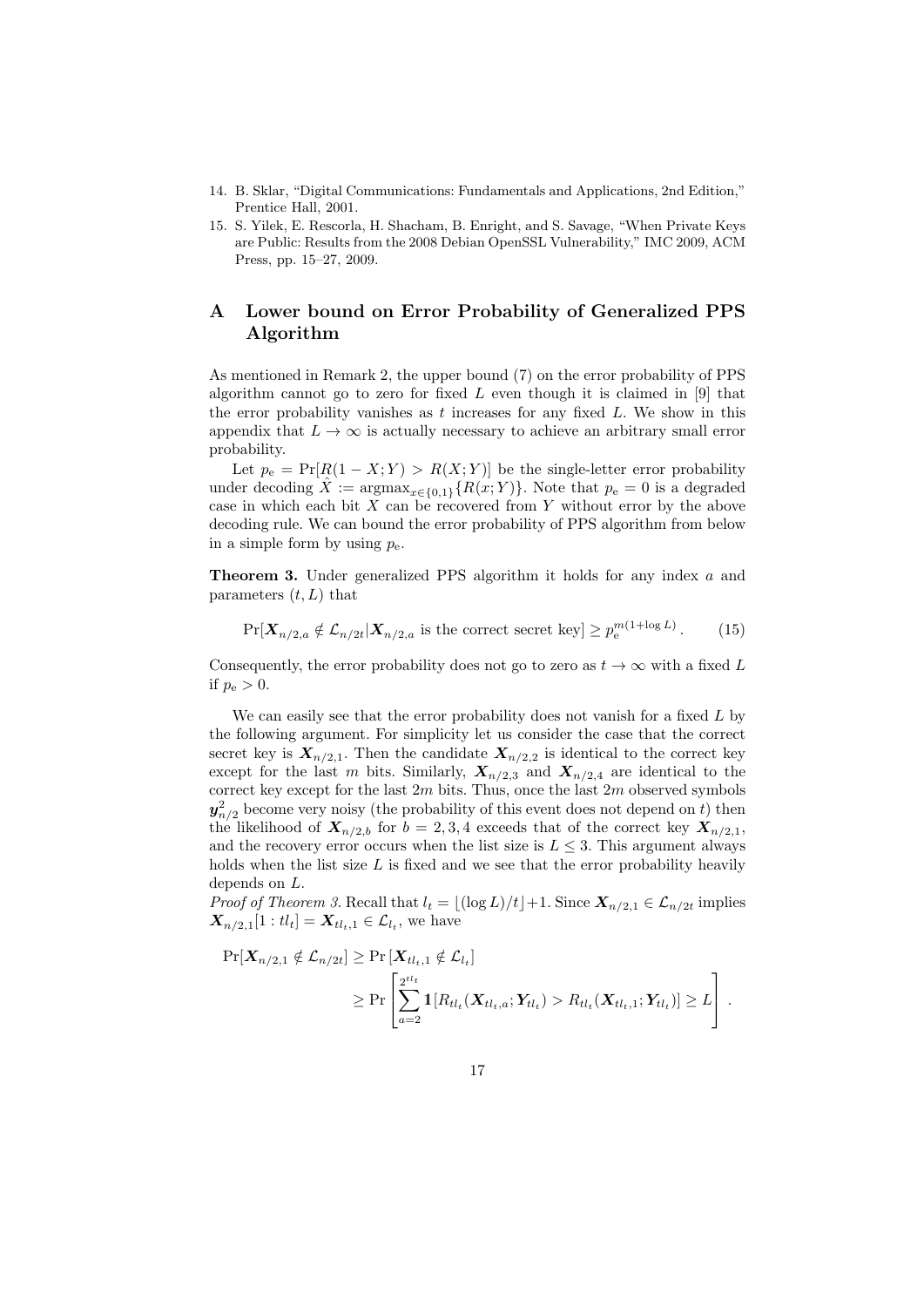14. B. Sklar, "Digital Communications: Fundamentals and Applications, 2nd Edition," Prentice Hall, 2001.
15. S. Yilek, E. Rescorla, H. Shacham, B. Enright, and S. Savage, "When Private Keys are Public: Results from the 2008 Debian OpenSSL Vulnerability," IMC 2009, ACM Press, pp. 15–27, 2009.

## A Lower bound on Error Probability of Generalized PPS Algorithm

As mentioned in Remark 2, the upper bound (7) on the error probability of PPS algorithm cannot go to zero for fixed $L$ even though it is claimed in [9] that the error probability vanishes as $t$ increases for any fixed $L$. We show in this appendix that $L \to \infty$ is actually necessary to achieve an arbitrary small error probability.

Let $p_{\mathrm{e}} = \Pr[R(1-X;Y) > R(X;Y)]$ be the single-letter error probability under decoding $\hat{X} := \mathrm{argmax}_{x\in\{0,1\}}\{R(x;Y)\}$. Note that $p_{\mathrm{e}} = 0$ is a degraded case in which each bit $X$ can be recovered from $Y$ without error by the above decoding rule. We can bound the error probability of PPS algorithm from below in a simple form by using $p_{\mathrm{e}}$.

**Theorem 3.** Under generalized PPS algorithm it holds for any index $a$ and parameters $(t, L)$ that

$$\Pr[\boldsymbol{X}_{n/2,a} \notin \mathcal{L}_{n/2t} | \boldsymbol{X}_{n/2,a} \text{ is the correct secret key}] \geq p_{\mathrm{e}}^{m(1+\log L)} . \qquad (15)$$

Consequently, the error probability does not go to zero as $t \to \infty$ with a fixed $L$ if $p_{\mathrm{e}} > 0$.

We can easily see that the error probability does not vanish for a fixed $L$ by the following argument. For simplicity let us consider the case that the correct secret key is $\boldsymbol{X}_{n/2,1}$. Then the candidate $\boldsymbol{X}_{n/2,2}$ is identical to the correct key except for the last $m$ bits. Similarly, $\boldsymbol{X}_{n/2,3}$ and $\boldsymbol{X}_{n/2,4}$ are identical to the correct key except for the last $2m$ bits. Thus, once the last $2m$ observed symbols $\boldsymbol{y}_{n/2}^{2}$ become very noisy (the probability of this event does not depend on $t$) then the likelihood of $\boldsymbol{X}_{n/2,b}$ for $b = 2, 3, 4$ exceeds that of the correct key $\boldsymbol{X}_{n/2,1}$, and the recovery error occurs when the list size is $L \leq 3$. This argument always holds when the list size $L$ is fixed and we see that the error probability heavily depends on $L$.

*Proof of Theorem 3.* Recall that $l_t = \lfloor(\log L)/t\rfloor+1$. Since $\boldsymbol{X}_{n/2,1} \in \mathcal{L}_{n/2t}$ implies $\boldsymbol{X}_{n/2,1}[1 : tl_t] = \boldsymbol{X}_{tl_t,1} \in \mathcal{L}_{l_t}$, we have

$$\begin{aligned}
\Pr[\boldsymbol{X}_{n/2,1} \notin \mathcal{L}_{n/2t}] &\geq \Pr\left[\boldsymbol{X}_{tl_t,1} \notin \mathcal{L}_{l_t}\right] \\
&\geq \Pr\left[\sum_{a=2}^{2^{tl_t}} \mathbb{1}[R_{tl_t}(\boldsymbol{X}_{tl_t,a}; \boldsymbol{Y}_{tl_t}) > R_{tl_t}(\boldsymbol{X}_{tl_t,1}; \boldsymbol{Y}_{tl_t})] \geq L\right] .
\end{aligned}$$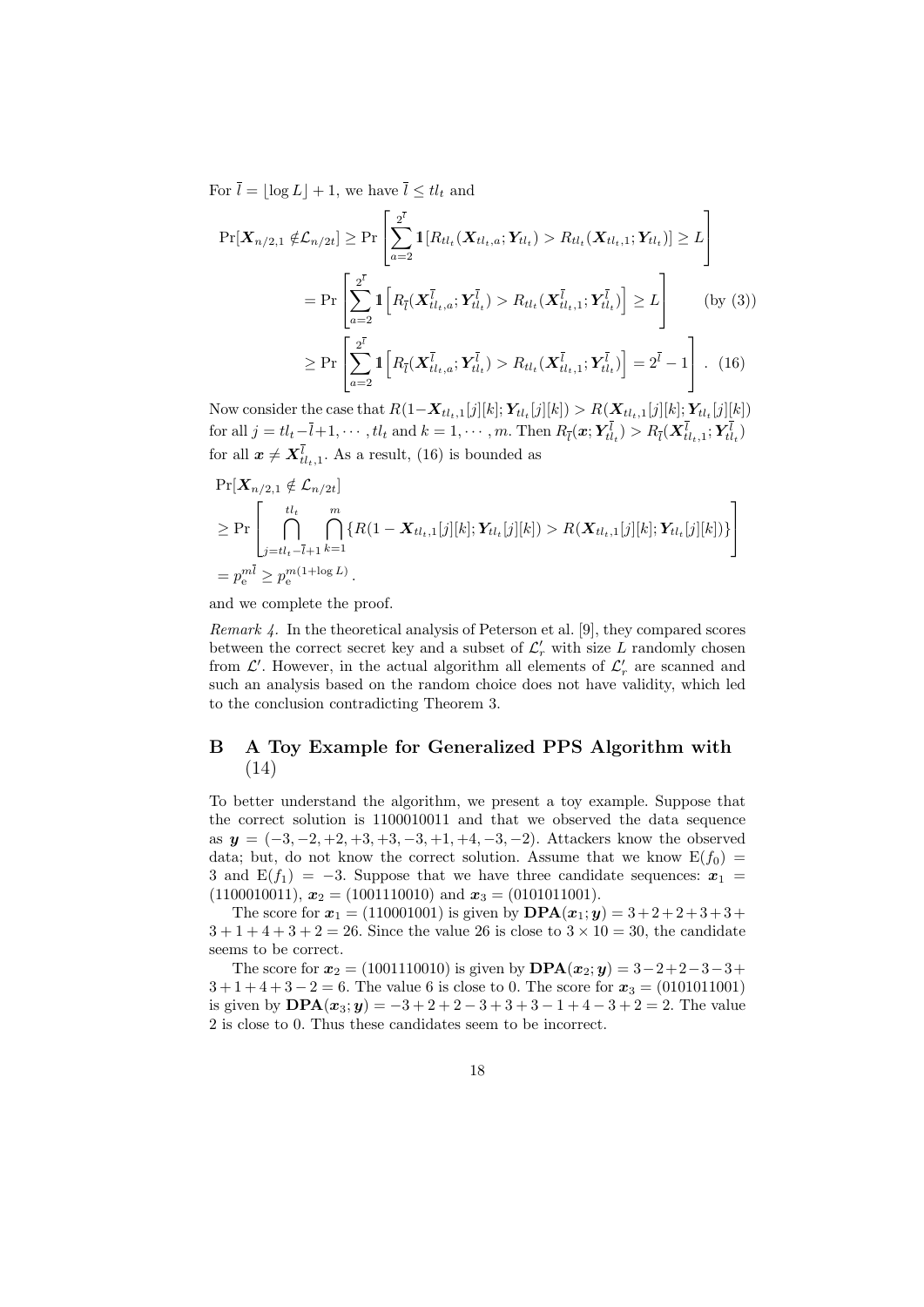For $\bar{l} = \lfloor \log L \rfloor + 1$, we have $\bar{l} \leq tl_t$ and

$$
\begin{aligned}
\Pr[\boldsymbol{X}_{n/2,1} \notin \mathcal{L}_{n/2t}] &\geq \Pr\left[\sum_{a=2}^{2^{\bar{l}}} \mathbb{1}[R_{tl_t}(\boldsymbol{X}_{tl_t,a}; \boldsymbol{Y}_{tl_t}) > R_{tl_t}(\boldsymbol{X}_{tl_t,1}; \boldsymbol{Y}_{tl_t})] \geq L\right] \\
&= \Pr\left[\sum_{a=2}^{2^{\bar{l}}} \mathbb{1}\left[R_{\bar{l}}(\boldsymbol{X}^{\bar{l}}_{tl_t,a}; \boldsymbol{Y}^{\bar{l}}_{tl_t}) > R_{tl_t}(\boldsymbol{X}^{\bar{l}}_{tl_t,1}; \boldsymbol{Y}^{\bar{l}}_{tl_t})\right] \geq L\right] \qquad \text{(by (3))} \\
&\geq \Pr\left[\sum_{a=2}^{2^{\bar{l}}} \mathbb{1}\left[R_{\bar{l}}(\boldsymbol{X}^{\bar{l}}_{tl_t,a}; \boldsymbol{Y}^{\bar{l}}_{tl_t}) > R_{tl_t}(\boldsymbol{X}^{\bar{l}}_{tl_t,1}; \boldsymbol{Y}^{\bar{l}}_{tl_t})\right] = 2^{\bar{l}} - 1\right]. \quad (16)
\end{aligned}
$$

Now consider the case that $R(1-\boldsymbol{X}_{tl_t,1}[j][k]; \boldsymbol{Y}_{tl_t}[j][k]) > R(\boldsymbol{X}_{tl_t,1}[j][k]; \boldsymbol{Y}_{tl_t}[j][k])$ for all $j = tl_t - \bar{l} + 1, \cdots, tl_t$ and $k = 1, \cdots, m$. Then $R_{\bar{l}}(\boldsymbol{x}; \boldsymbol{Y}^{\bar{l}}_{tl_t}) > R_{\bar{l}}(\boldsymbol{X}^{\bar{l}}_{tl_t,1}; \boldsymbol{Y}^{\bar{l}}_{tl_t})$ for all $\boldsymbol{x} \neq \boldsymbol{X}^{\bar{l}}_{tl_t,1}$. As a result, (16) is bounded as

$$
\begin{aligned}
&\Pr[\boldsymbol{X}_{n/2,1} \notin \mathcal{L}_{n/2t}] \\
&\geq \Pr\left[\bigcap_{j=tl_t-\bar{l}+1}^{tl_t} \bigcap_{k=1}^{m} \{R(1-\boldsymbol{X}_{tl_t,1}[j][k]; \boldsymbol{Y}_{tl_t}[j][k]) > R(\boldsymbol{X}_{tl_t,1}[j][k]; \boldsymbol{Y}_{tl_t}[j][k])\}\right] \\
&= p_{\mathrm{e}}^{m\bar{l}} \geq p_{\mathrm{e}}^{m(1+\log L)}.
\end{aligned}
$$

and we complete the proof.

*Remark 4.* In the theoretical analysis of Peterson et al. [9], they compared scores between the correct secret key and a subset of $\mathcal{L}'_r$ with size $L$ randomly chosen from $\mathcal{L}'$. However, in the actual algorithm all elements of $\mathcal{L}'_r$ are scanned and such an analysis based on the random choice does not have validity, which led to the conclusion contradicting Theorem 3.

## B A Toy Example for Generalized PPS Algorithm with (14)

To better understand the algorithm, we present a toy example. Suppose that the correct solution is 1100010011 and that we observed the data sequence as $\boldsymbol{y} = (-3, -2, +2, +3, +3, -3, +1, +4, -3, -2)$. Attackers know the observed data; but, do not know the correct solution. Assume that we know $\mathrm{E}(f_0) = 3$ and $\mathrm{E}(f_1) = -3$. Suppose that we have three candidate sequences: $\boldsymbol{x}_1 = (1100010011)$, $\boldsymbol{x}_2 = (1001110010)$ and $\boldsymbol{x}_3 = (0101011001)$.

The score for $\boldsymbol{x}_1 = (110001001)$ is given by $\mathbf{DPA}(\boldsymbol{x}_1; \boldsymbol{y}) = 3+2+2+3+3+3+1+4+3+2 = 26$. Since the value 26 is close to $3 \times 10 = 30$, the candidate seems to be correct.

The score for $\boldsymbol{x}_2 = (1001110010)$ is given by $\mathbf{DPA}(\boldsymbol{x}_2; \boldsymbol{y}) = 3-2+2-3-3+3+1+4+3-2 = 6$. The value 6 is close to 0. The score for $\boldsymbol{x}_3 = (0101011001)$ is given by $\mathbf{DPA}(\boldsymbol{x}_3; \boldsymbol{y}) = -3+2+2-3+3+3-1+4-3+2 = 2$. The value 2 is close to 0. Thus these candidates seem to be incorrect.